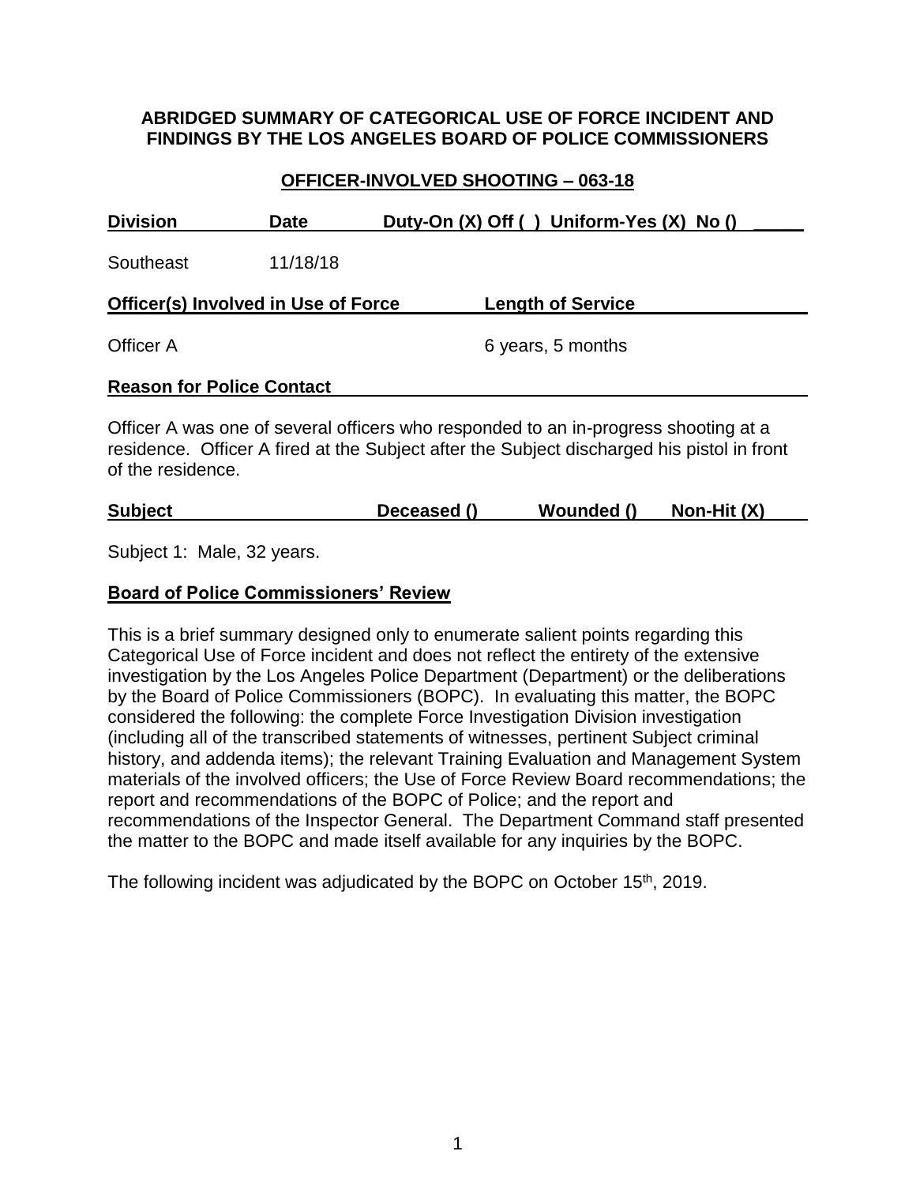**ABRIDGED SUMMARY OF CATEGORICAL USE OF FORCE INCIDENT AND FINDINGS BY THE LOS ANGELES BOARD OF POLICE COMMISSIONERS**

**OFFICER-INVOLVED SHOOTING – 063-18**

| Division | Date | Duty-On (X) Off ( ) Uniform-Yes (X) No () |
|---|---|---|
| Southeast | 11/18/18 | |

| Officer(s) Involved in Use of Force | Length of Service |
|---|---|
| Officer A | 6 years, 5 months |

**Reason for Police Contact**

Officer A was one of several officers who responded to an in-progress shooting at a residence. Officer A fired at the Subject after the Subject discharged his pistol in front of the residence.

| Subject | Deceased () | Wounded () | Non-Hit (X) |
|---|---|---|---|

Subject 1: Male, 32 years.

**Board of Police Commissioners' Review**

This is a brief summary designed only to enumerate salient points regarding this Categorical Use of Force incident and does not reflect the entirety of the extensive investigation by the Los Angeles Police Department (Department) or the deliberations by the Board of Police Commissioners (BOPC). In evaluating this matter, the BOPC considered the following: the complete Force Investigation Division investigation (including all of the transcribed statements of witnesses, pertinent Subject criminal history, and addenda items); the relevant Training Evaluation and Management System materials of the involved officers; the Use of Force Review Board recommendations; the report and recommendations of the BOPC of Police; and the report and recommendations of the Inspector General. The Department Command staff presented the matter to the BOPC and made itself available for any inquiries by the BOPC.

The following incident was adjudicated by the BOPC on October 15th, 2019.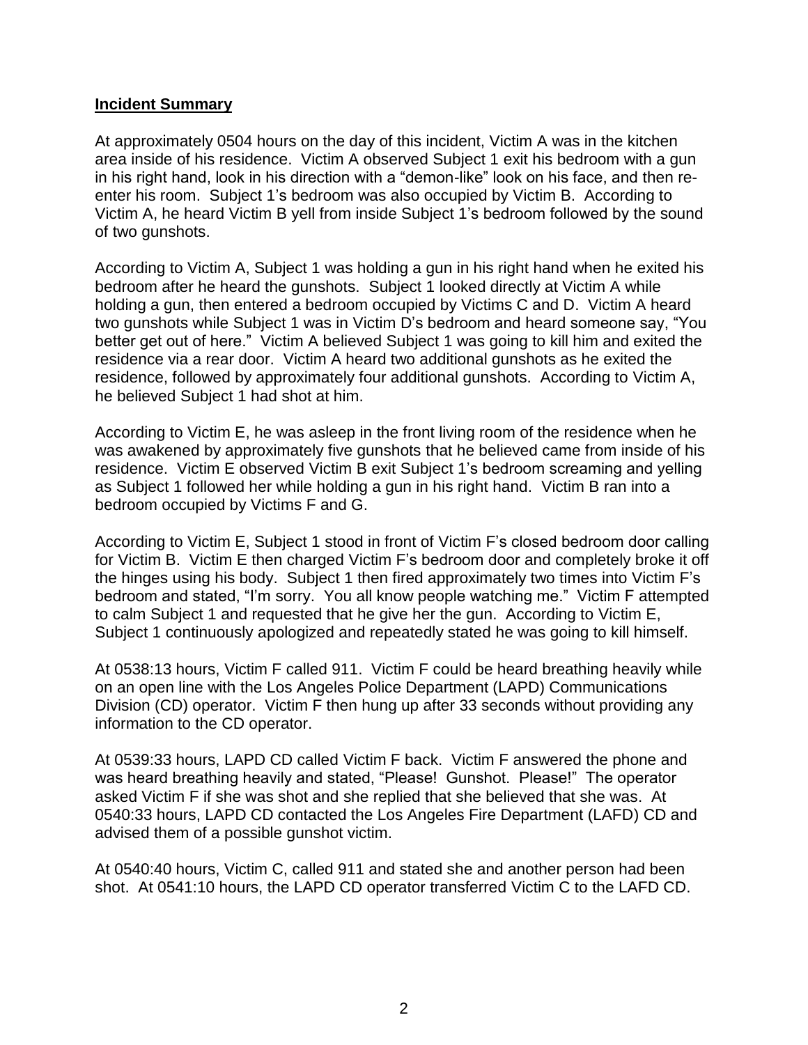**Incident Summary**

At approximately 0504 hours on the day of this incident, Victim A was in the kitchen area inside of his residence. Victim A observed Subject 1 exit his bedroom with a gun in his right hand, look in his direction with a "demon-like" look on his face, and then re-enter his room. Subject 1's bedroom was also occupied by Victim B. According to Victim A, he heard Victim B yell from inside Subject 1's bedroom followed by the sound of two gunshots.

According to Victim A, Subject 1 was holding a gun in his right hand when he exited his bedroom after he heard the gunshots. Subject 1 looked directly at Victim A while holding a gun, then entered a bedroom occupied by Victims C and D. Victim A heard two gunshots while Subject 1 was in Victim D's bedroom and heard someone say, "You better get out of here." Victim A believed Subject 1 was going to kill him and exited the residence via a rear door. Victim A heard two additional gunshots as he exited the residence, followed by approximately four additional gunshots. According to Victim A, he believed Subject 1 had shot at him.

According to Victim E, he was asleep in the front living room of the residence when he was awakened by approximately five gunshots that he believed came from inside of his residence. Victim E observed Victim B exit Subject 1's bedroom screaming and yelling as Subject 1 followed her while holding a gun in his right hand. Victim B ran into a bedroom occupied by Victims F and G.

According to Victim E, Subject 1 stood in front of Victim F's closed bedroom door calling for Victim B. Victim E then charged Victim F's bedroom door and completely broke it off the hinges using his body. Subject 1 then fired approximately two times into Victim F's bedroom and stated, "I'm sorry. You all know people watching me." Victim F attempted to calm Subject 1 and requested that he give her the gun. According to Victim E, Subject 1 continuously apologized and repeatedly stated he was going to kill himself.

At 0538:13 hours, Victim F called 911. Victim F could be heard breathing heavily while on an open line with the Los Angeles Police Department (LAPD) Communications Division (CD) operator. Victim F then hung up after 33 seconds without providing any information to the CD operator.

At 0539:33 hours, LAPD CD called Victim F back. Victim F answered the phone and was heard breathing heavily and stated, "Please! Gunshot. Please!" The operator asked Victim F if she was shot and she replied that she believed that she was. At 0540:33 hours, LAPD CD contacted the Los Angeles Fire Department (LAFD) CD and advised them of a possible gunshot victim.

At 0540:40 hours, Victim C, called 911 and stated she and another person had been shot. At 0541:10 hours, the LAPD CD operator transferred Victim C to the LAFD CD.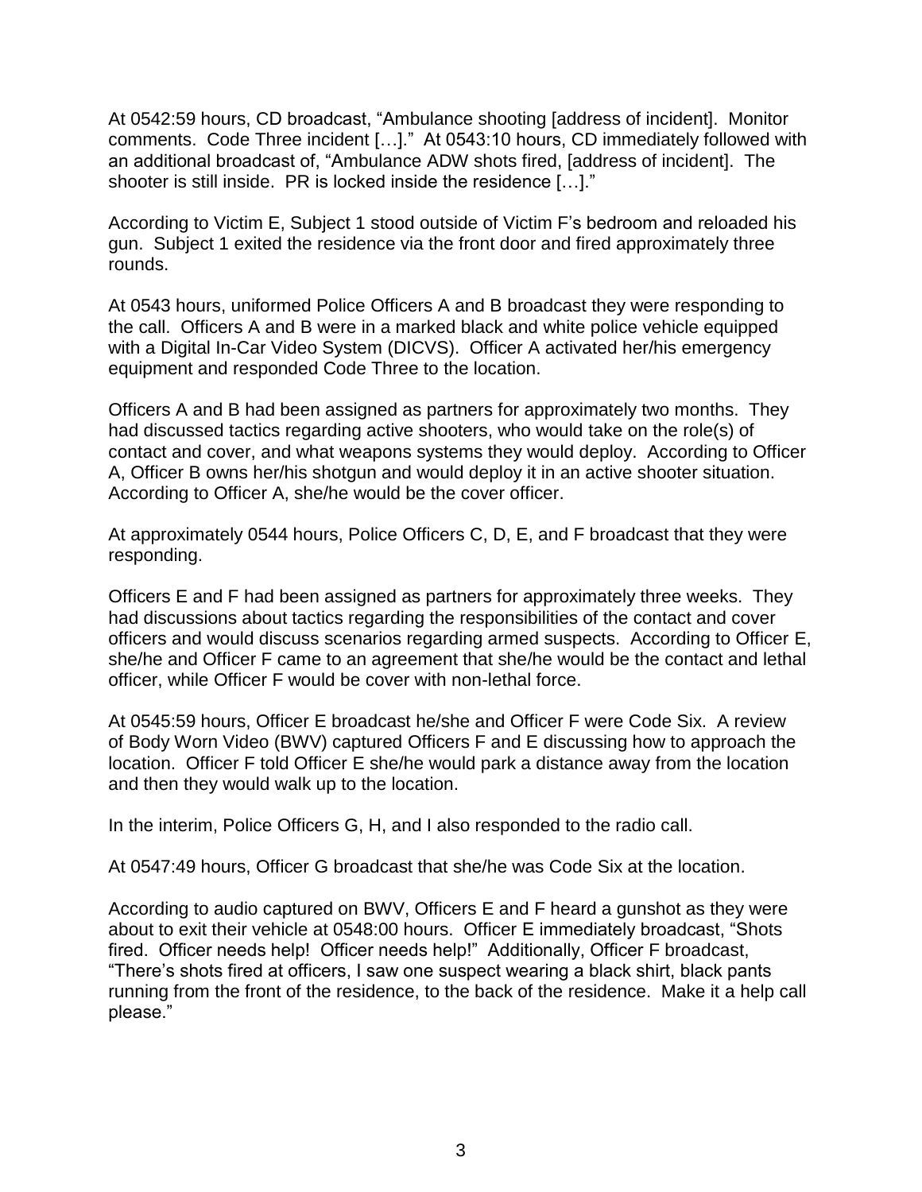At 0542:59 hours, CD broadcast, "Ambulance shooting [address of incident]. Monitor comments. Code Three incident […]." At 0543:10 hours, CD immediately followed with an additional broadcast of, "Ambulance ADW shots fired, [address of incident]. The shooter is still inside. PR is locked inside the residence […]."

According to Victim E, Subject 1 stood outside of Victim F's bedroom and reloaded his gun. Subject 1 exited the residence via the front door and fired approximately three rounds.

At 0543 hours, uniformed Police Officers A and B broadcast they were responding to the call. Officers A and B were in a marked black and white police vehicle equipped with a Digital In-Car Video System (DICVS). Officer A activated her/his emergency equipment and responded Code Three to the location.

Officers A and B had been assigned as partners for approximately two months. They had discussed tactics regarding active shooters, who would take on the role(s) of contact and cover, and what weapons systems they would deploy. According to Officer A, Officer B owns her/his shotgun and would deploy it in an active shooter situation. According to Officer A, she/he would be the cover officer.

At approximately 0544 hours, Police Officers C, D, E, and F broadcast that they were responding.

Officers E and F had been assigned as partners for approximately three weeks. They had discussions about tactics regarding the responsibilities of the contact and cover officers and would discuss scenarios regarding armed suspects. According to Officer E, she/he and Officer F came to an agreement that she/he would be the contact and lethal officer, while Officer F would be cover with non-lethal force.

At 0545:59 hours, Officer E broadcast he/she and Officer F were Code Six. A review of Body Worn Video (BWV) captured Officers F and E discussing how to approach the location. Officer F told Officer E she/he would park a distance away from the location and then they would walk up to the location.

In the interim, Police Officers G, H, and I also responded to the radio call.

At 0547:49 hours, Officer G broadcast that she/he was Code Six at the location.

According to audio captured on BWV, Officers E and F heard a gunshot as they were about to exit their vehicle at 0548:00 hours. Officer E immediately broadcast, "Shots fired. Officer needs help! Officer needs help!" Additionally, Officer F broadcast, "There's shots fired at officers, I saw one suspect wearing a black shirt, black pants running from the front of the residence, to the back of the residence. Make it a help call please."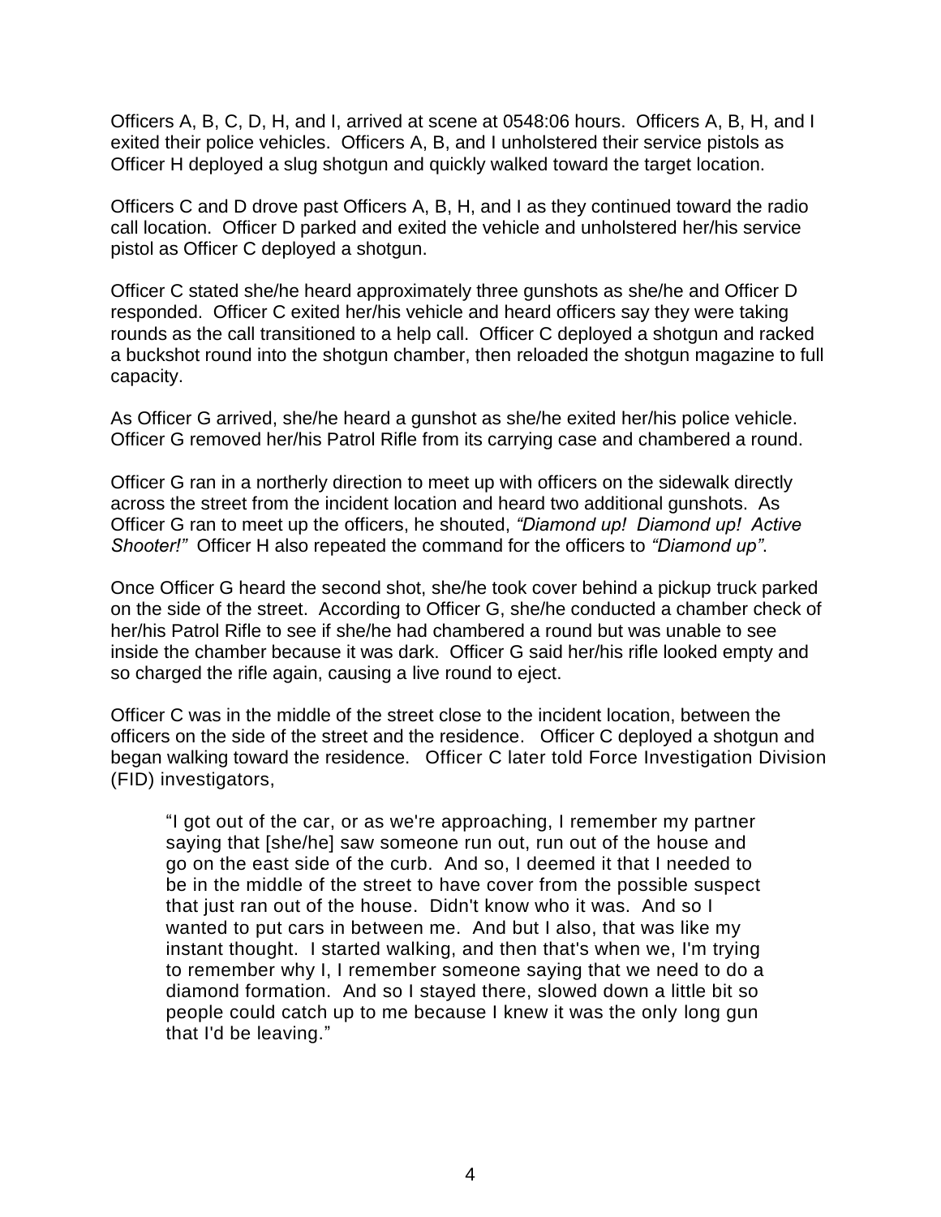Officers A, B, C, D, H, and I, arrived at scene at 0548:06 hours. Officers A, B, H, and I exited their police vehicles. Officers A, B, and I unholstered their service pistols as Officer H deployed a slug shotgun and quickly walked toward the target location.

Officers C and D drove past Officers A, B, H, and I as they continued toward the radio call location. Officer D parked and exited the vehicle and unholstered her/his service pistol as Officer C deployed a shotgun.

Officer C stated she/he heard approximately three gunshots as she/he and Officer D responded. Officer C exited her/his vehicle and heard officers say they were taking rounds as the call transitioned to a help call. Officer C deployed a shotgun and racked a buckshot round into the shotgun chamber, then reloaded the shotgun magazine to full capacity.

As Officer G arrived, she/he heard a gunshot as she/he exited her/his police vehicle. Officer G removed her/his Patrol Rifle from its carrying case and chambered a round.

Officer G ran in a northerly direction to meet up with officers on the sidewalk directly across the street from the incident location and heard two additional gunshots. As Officer G ran to meet up the officers, he shouted, *"Diamond up! Diamond up! Active Shooter!"* Officer H also repeated the command for the officers to *"Diamond up"*.

Once Officer G heard the second shot, she/he took cover behind a pickup truck parked on the side of the street. According to Officer G, she/he conducted a chamber check of her/his Patrol Rifle to see if she/he had chambered a round but was unable to see inside the chamber because it was dark. Officer G said her/his rifle looked empty and so charged the rifle again, causing a live round to eject.

Officer C was in the middle of the street close to the incident location, between the officers on the side of the street and the residence. Officer C deployed a shotgun and began walking toward the residence. Officer C later told Force Investigation Division (FID) investigators,

> "I got out of the car, or as we're approaching, I remember my partner saying that [she/he] saw someone run out, run out of the house and go on the east side of the curb. And so, I deemed it that I needed to be in the middle of the street to have cover from the possible suspect that just ran out of the house. Didn't know who it was. And so I wanted to put cars in between me. And but I also, that was like my instant thought. I started walking, and then that's when we, I'm trying to remember why I, I remember someone saying that we need to do a diamond formation. And so I stayed there, slowed down a little bit so people could catch up to me because I knew it was the only long gun that I'd be leaving."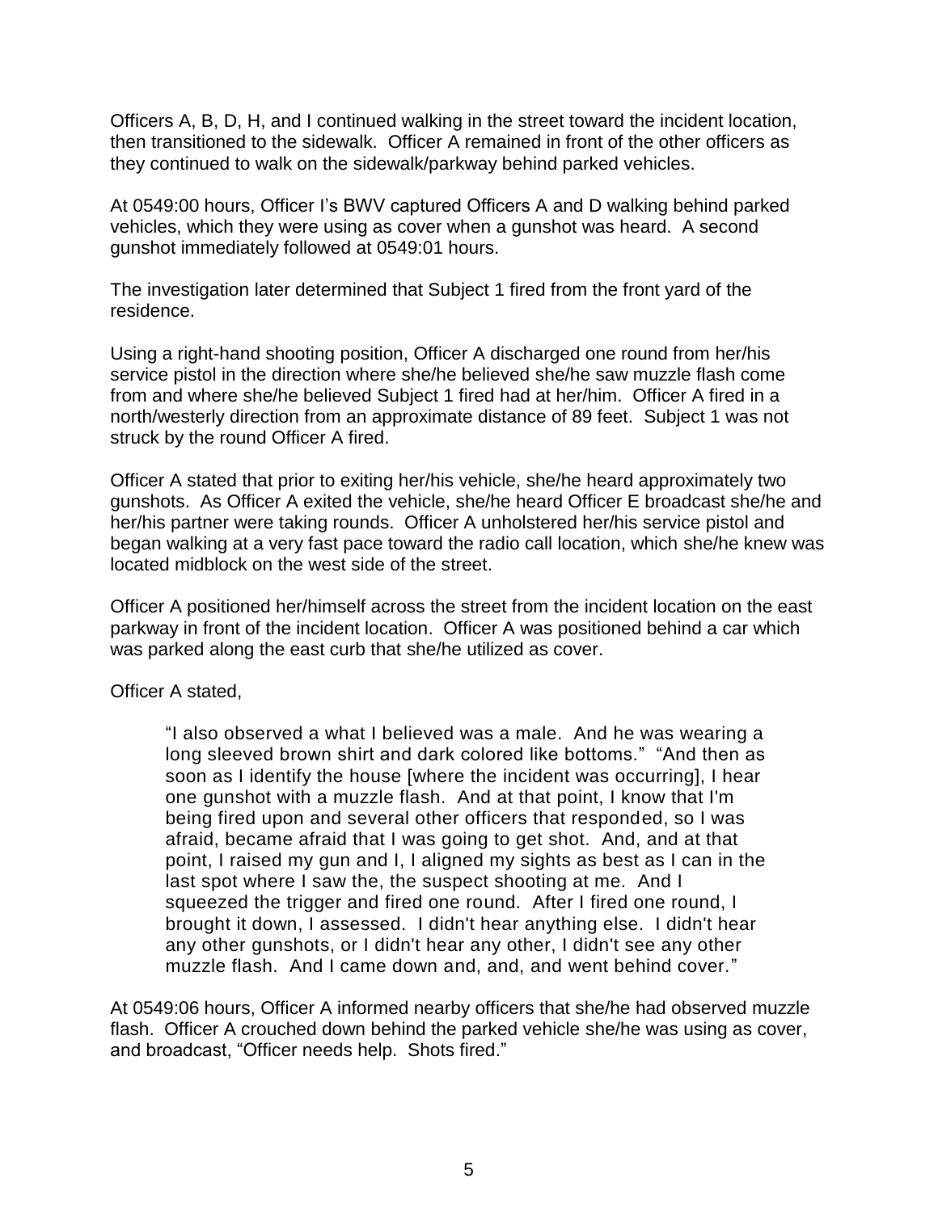Officers A, B, D, H, and I continued walking in the street toward the incident location, then transitioned to the sidewalk. Officer A remained in front of the other officers as they continued to walk on the sidewalk/parkway behind parked vehicles.

At 0549:00 hours, Officer I's BWV captured Officers A and D walking behind parked vehicles, which they were using as cover when a gunshot was heard. A second gunshot immediately followed at 0549:01 hours.

The investigation later determined that Subject 1 fired from the front yard of the residence.

Using a right-hand shooting position, Officer A discharged one round from her/his service pistol in the direction where she/he believed she/he saw muzzle flash come from and where she/he believed Subject 1 fired had at her/him. Officer A fired in a north/westerly direction from an approximate distance of 89 feet. Subject 1 was not struck by the round Officer A fired.

Officer A stated that prior to exiting her/his vehicle, she/he heard approximately two gunshots. As Officer A exited the vehicle, she/he heard Officer E broadcast she/he and her/his partner were taking rounds. Officer A unholstered her/his service pistol and began walking at a very fast pace toward the radio call location, which she/he knew was located midblock on the west side of the street.

Officer A positioned her/himself across the street from the incident location on the east parkway in front of the incident location. Officer A was positioned behind a car which was parked along the east curb that she/he utilized as cover.

Officer A stated,

> "I also observed a what I believed was a male. And he was wearing a long sleeved brown shirt and dark colored like bottoms." "And then as soon as I identify the house [where the incident was occurring], I hear one gunshot with a muzzle flash. And at that point, I know that I'm being fired upon and several other officers that responded, so I was afraid, became afraid that I was going to get shot. And, and at that point, I raised my gun and I, I aligned my sights as best as I can in the last spot where I saw the, the suspect shooting at me. And I squeezed the trigger and fired one round. After I fired one round, I brought it down, I assessed. I didn't hear anything else. I didn't hear any other gunshots, or I didn't hear any other, I didn't see any other muzzle flash. And I came down and, and, and went behind cover."

At 0549:06 hours, Officer A informed nearby officers that she/he had observed muzzle flash. Officer A crouched down behind the parked vehicle she/he was using as cover, and broadcast, "Officer needs help. Shots fired."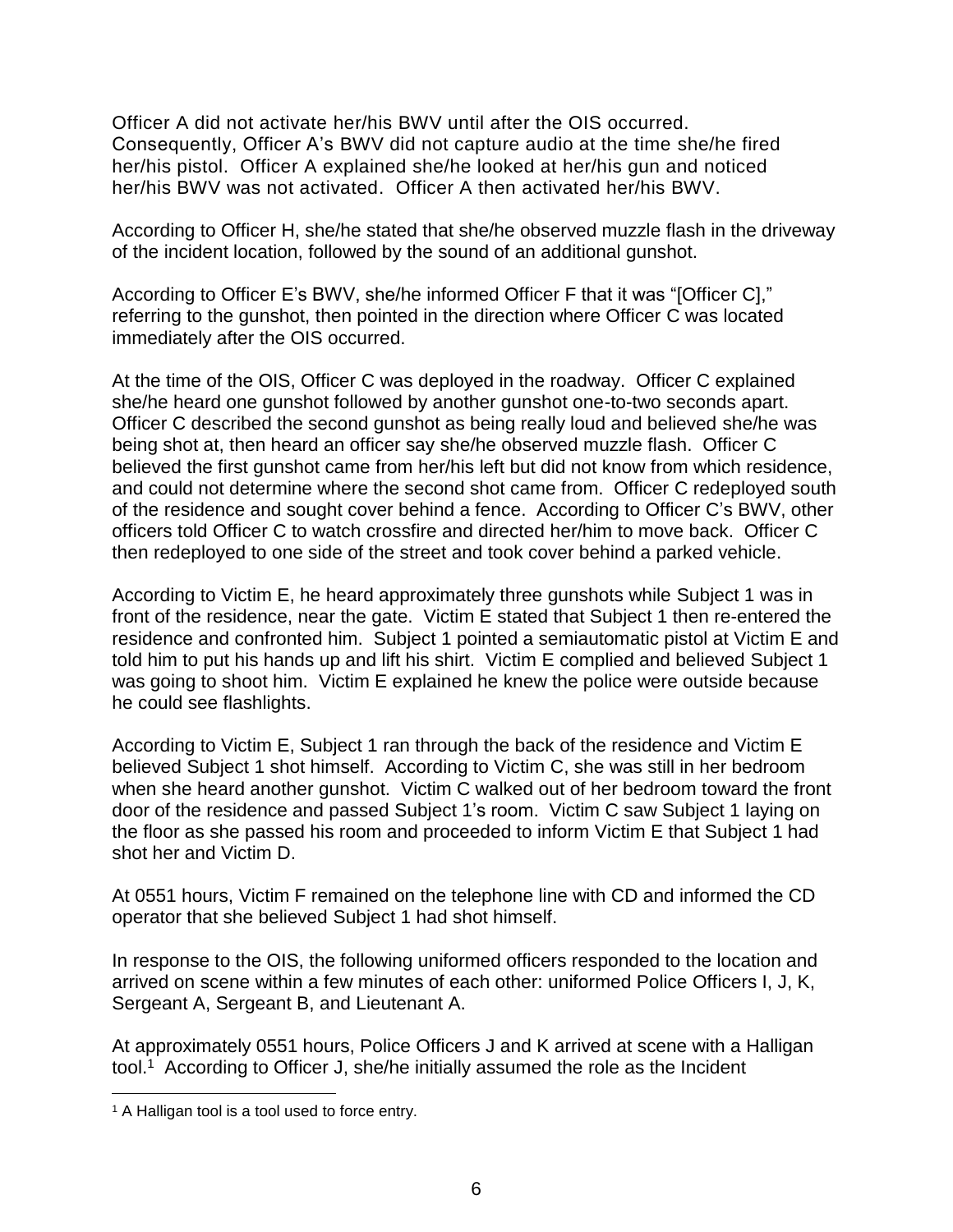Officer A did not activate her/his BWV until after the OIS occurred. Consequently, Officer A's BWV did not capture audio at the time she/he fired her/his pistol. Officer A explained she/he looked at her/his gun and noticed her/his BWV was not activated. Officer A then activated her/his BWV.

According to Officer H, she/he stated that she/he observed muzzle flash in the driveway of the incident location, followed by the sound of an additional gunshot.

According to Officer E's BWV, she/he informed Officer F that it was "[Officer C]," referring to the gunshot, then pointed in the direction where Officer C was located immediately after the OIS occurred.

At the time of the OIS, Officer C was deployed in the roadway. Officer C explained she/he heard one gunshot followed by another gunshot one-to-two seconds apart. Officer C described the second gunshot as being really loud and believed she/he was being shot at, then heard an officer say she/he observed muzzle flash. Officer C believed the first gunshot came from her/his left but did not know from which residence, and could not determine where the second shot came from. Officer C redeployed south of the residence and sought cover behind a fence. According to Officer C's BWV, other officers told Officer C to watch crossfire and directed her/him to move back. Officer C then redeployed to one side of the street and took cover behind a parked vehicle.

According to Victim E, he heard approximately three gunshots while Subject 1 was in front of the residence, near the gate. Victim E stated that Subject 1 then re-entered the residence and confronted him. Subject 1 pointed a semiautomatic pistol at Victim E and told him to put his hands up and lift his shirt. Victim E complied and believed Subject 1 was going to shoot him. Victim E explained he knew the police were outside because he could see flashlights.

According to Victim E, Subject 1 ran through the back of the residence and Victim E believed Subject 1 shot himself. According to Victim C, she was still in her bedroom when she heard another gunshot. Victim C walked out of her bedroom toward the front door of the residence and passed Subject 1's room. Victim C saw Subject 1 laying on the floor as she passed his room and proceeded to inform Victim E that Subject 1 had shot her and Victim D.

At 0551 hours, Victim F remained on the telephone line with CD and informed the CD operator that she believed Subject 1 had shot himself.

In response to the OIS, the following uniformed officers responded to the location and arrived on scene within a few minutes of each other: uniformed Police Officers I, J, K, Sergeant A, Sergeant B, and Lieutenant A.

At approximately 0551 hours, Police Officers J and K arrived at scene with a Halligan tool.[1] According to Officer J, she/he initially assumed the role as the Incident

[1] A Halligan tool is a tool used to force entry.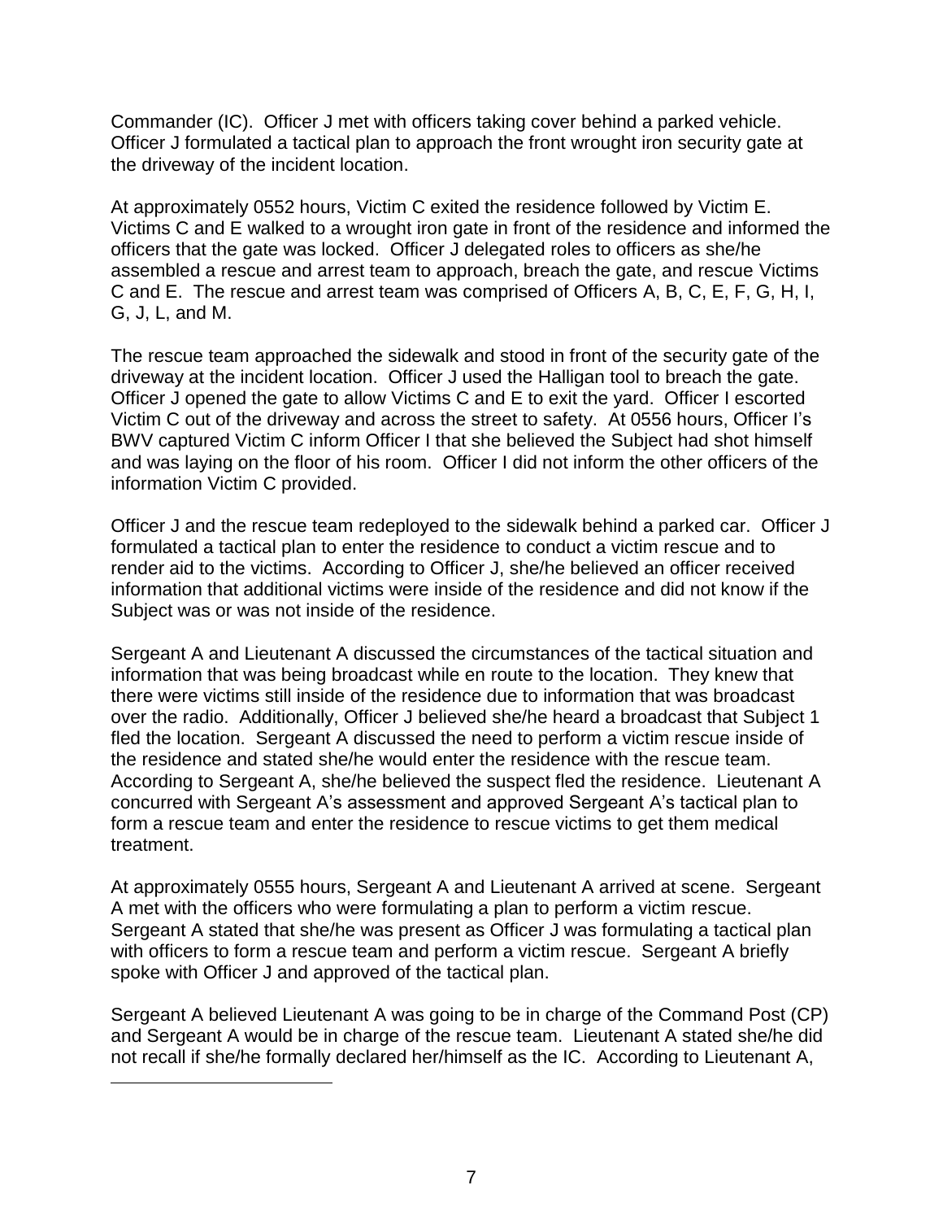Commander (IC). Officer J met with officers taking cover behind a parked vehicle. Officer J formulated a tactical plan to approach the front wrought iron security gate at the driveway of the incident location.

At approximately 0552 hours, Victim C exited the residence followed by Victim E. Victims C and E walked to a wrought iron gate in front of the residence and informed the officers that the gate was locked. Officer J delegated roles to officers as she/he assembled a rescue and arrest team to approach, breach the gate, and rescue Victims C and E. The rescue and arrest team was comprised of Officers A, B, C, E, F, G, H, I, G, J, L, and M.

The rescue team approached the sidewalk and stood in front of the security gate of the driveway at the incident location. Officer J used the Halligan tool to breach the gate. Officer J opened the gate to allow Victims C and E to exit the yard. Officer I escorted Victim C out of the driveway and across the street to safety. At 0556 hours, Officer I's BWV captured Victim C inform Officer I that she believed the Subject had shot himself and was laying on the floor of his room. Officer I did not inform the other officers of the information Victim C provided.

Officer J and the rescue team redeployed to the sidewalk behind a parked car. Officer J formulated a tactical plan to enter the residence to conduct a victim rescue and to render aid to the victims. According to Officer J, she/he believed an officer received information that additional victims were inside of the residence and did not know if the Subject was or was not inside of the residence.

Sergeant A and Lieutenant A discussed the circumstances of the tactical situation and information that was being broadcast while en route to the location. They knew that there were victims still inside of the residence due to information that was broadcast over the radio. Additionally, Officer J believed she/he heard a broadcast that Subject 1 fled the location. Sergeant A discussed the need to perform a victim rescue inside of the residence and stated she/he would enter the residence with the rescue team. According to Sergeant A, she/he believed the suspect fled the residence. Lieutenant A concurred with Sergeant A's assessment and approved Sergeant A's tactical plan to form a rescue team and enter the residence to rescue victims to get them medical treatment.

At approximately 0555 hours, Sergeant A and Lieutenant A arrived at scene. Sergeant A met with the officers who were formulating a plan to perform a victim rescue. Sergeant A stated that she/he was present as Officer J was formulating a tactical plan with officers to form a rescue team and perform a victim rescue. Sergeant A briefly spoke with Officer J and approved of the tactical plan.

Sergeant A believed Lieutenant A was going to be in charge of the Command Post (CP) and Sergeant A would be in charge of the rescue team. Lieutenant A stated she/he did not recall if she/he formally declared her/himself as the IC. According to Lieutenant A,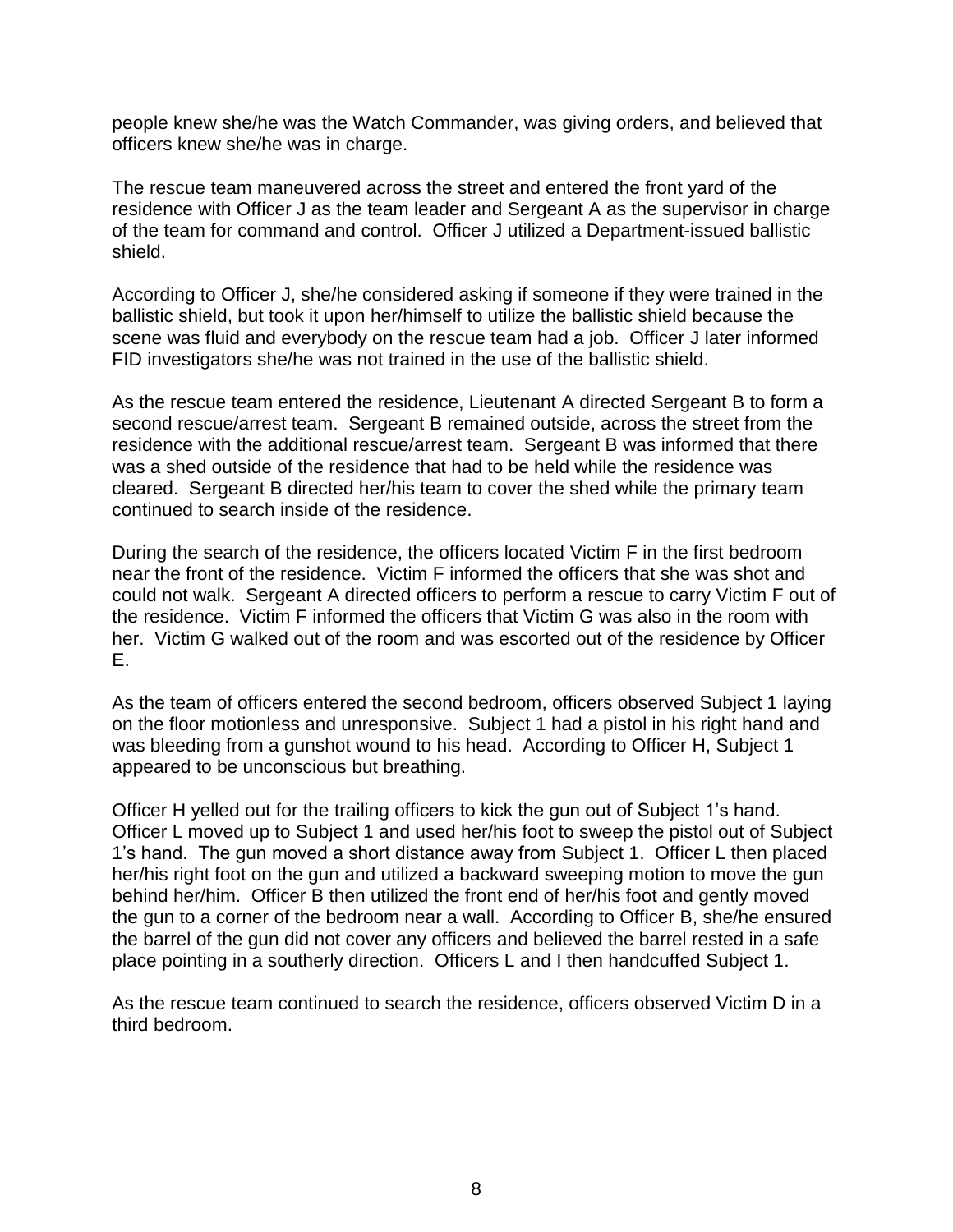people knew she/he was the Watch Commander, was giving orders, and believed that officers knew she/he was in charge.

The rescue team maneuvered across the street and entered the front yard of the residence with Officer J as the team leader and Sergeant A as the supervisor in charge of the team for command and control. Officer J utilized a Department-issued ballistic shield.

According to Officer J, she/he considered asking if someone if they were trained in the ballistic shield, but took it upon her/himself to utilize the ballistic shield because the scene was fluid and everybody on the rescue team had a job. Officer J later informed FID investigators she/he was not trained in the use of the ballistic shield.

As the rescue team entered the residence, Lieutenant A directed Sergeant B to form a second rescue/arrest team. Sergeant B remained outside, across the street from the residence with the additional rescue/arrest team. Sergeant B was informed that there was a shed outside of the residence that had to be held while the residence was cleared. Sergeant B directed her/his team to cover the shed while the primary team continued to search inside of the residence.

During the search of the residence, the officers located Victim F in the first bedroom near the front of the residence. Victim F informed the officers that she was shot and could not walk. Sergeant A directed officers to perform a rescue to carry Victim F out of the residence. Victim F informed the officers that Victim G was also in the room with her. Victim G walked out of the room and was escorted out of the residence by Officer E.

As the team of officers entered the second bedroom, officers observed Subject 1 laying on the floor motionless and unresponsive. Subject 1 had a pistol in his right hand and was bleeding from a gunshot wound to his head. According to Officer H, Subject 1 appeared to be unconscious but breathing.

Officer H yelled out for the trailing officers to kick the gun out of Subject 1's hand. Officer L moved up to Subject 1 and used her/his foot to sweep the pistol out of Subject 1's hand. The gun moved a short distance away from Subject 1. Officer L then placed her/his right foot on the gun and utilized a backward sweeping motion to move the gun behind her/him. Officer B then utilized the front end of her/his foot and gently moved the gun to a corner of the bedroom near a wall. According to Officer B, she/he ensured the barrel of the gun did not cover any officers and believed the barrel rested in a safe place pointing in a southerly direction. Officers L and I then handcuffed Subject 1.

As the rescue team continued to search the residence, officers observed Victim D in a third bedroom.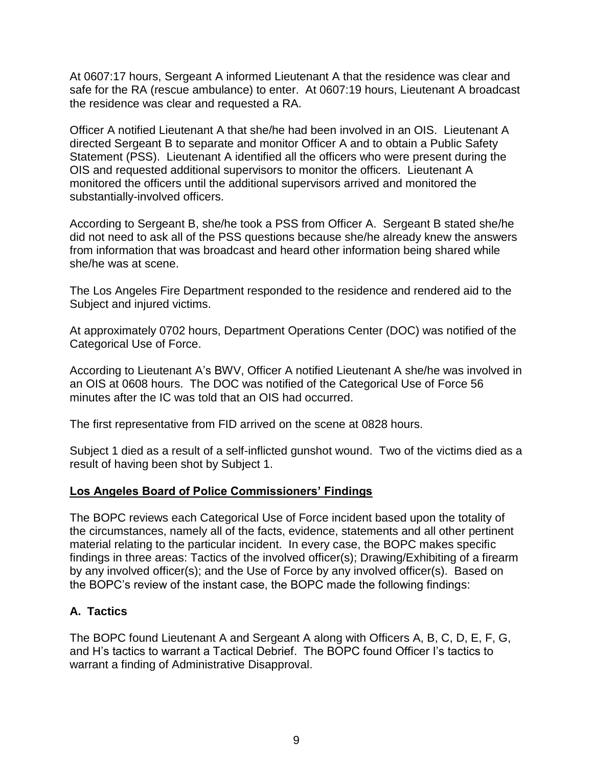At 0607:17 hours, Sergeant A informed Lieutenant A that the residence was clear and safe for the RA (rescue ambulance) to enter. At 0607:19 hours, Lieutenant A broadcast the residence was clear and requested a RA.

Officer A notified Lieutenant A that she/he had been involved in an OIS. Lieutenant A directed Sergeant B to separate and monitor Officer A and to obtain a Public Safety Statement (PSS). Lieutenant A identified all the officers who were present during the OIS and requested additional supervisors to monitor the officers. Lieutenant A monitored the officers until the additional supervisors arrived and monitored the substantially-involved officers.

According to Sergeant B, she/he took a PSS from Officer A. Sergeant B stated she/he did not need to ask all of the PSS questions because she/he already knew the answers from information that was broadcast and heard other information being shared while she/he was at scene.

The Los Angeles Fire Department responded to the residence and rendered aid to the Subject and injured victims.

At approximately 0702 hours, Department Operations Center (DOC) was notified of the Categorical Use of Force.

According to Lieutenant A's BWV, Officer A notified Lieutenant A she/he was involved in an OIS at 0608 hours. The DOC was notified of the Categorical Use of Force 56 minutes after the IC was told that an OIS had occurred.

The first representative from FID arrived on the scene at 0828 hours.

Subject 1 died as a result of a self-inflicted gunshot wound. Two of the victims died as a result of having been shot by Subject 1.

## Los Angeles Board of Police Commissioners' Findings

The BOPC reviews each Categorical Use of Force incident based upon the totality of the circumstances, namely all of the facts, evidence, statements and all other pertinent material relating to the particular incident. In every case, the BOPC makes specific findings in three areas: Tactics of the involved officer(s); Drawing/Exhibiting of a firearm by any involved officer(s); and the Use of Force by any involved officer(s). Based on the BOPC's review of the instant case, the BOPC made the following findings:

### A. Tactics

The BOPC found Lieutenant A and Sergeant A along with Officers A, B, C, D, E, F, G, and H's tactics to warrant a Tactical Debrief. The BOPC found Officer I's tactics to warrant a finding of Administrative Disapproval.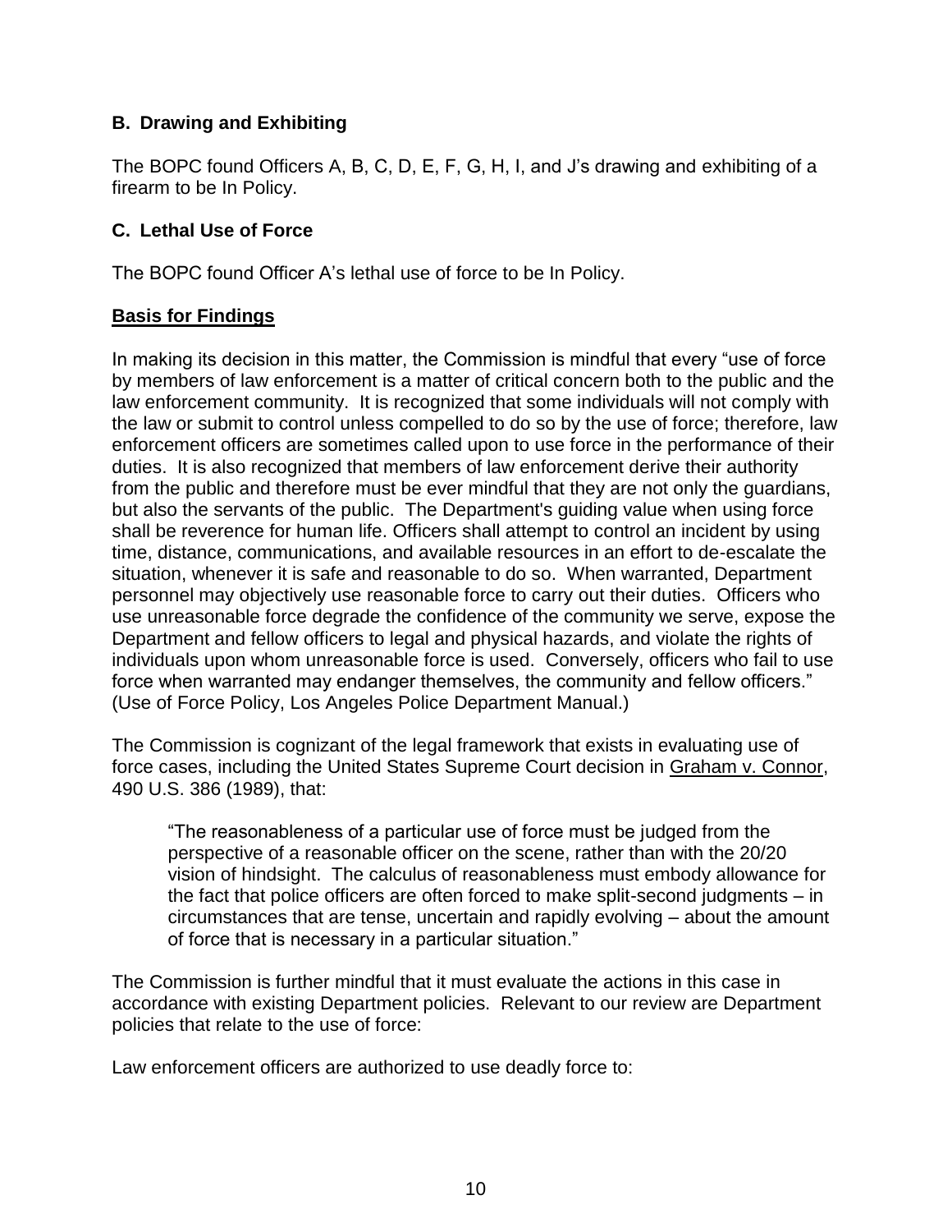### B. Drawing and Exhibiting

The BOPC found Officers A, B, C, D, E, F, G, H, I, and J's drawing and exhibiting of a firearm to be In Policy.

### C. Lethal Use of Force

The BOPC found Officer A's lethal use of force to be In Policy.

**Basis for Findings**

In making its decision in this matter, the Commission is mindful that every "use of force by members of law enforcement is a matter of critical concern both to the public and the law enforcement community. It is recognized that some individuals will not comply with the law or submit to control unless compelled to do so by the use of force; therefore, law enforcement officers are sometimes called upon to use force in the performance of their duties. It is also recognized that members of law enforcement derive their authority from the public and therefore must be ever mindful that they are not only the guardians, but also the servants of the public. The Department's guiding value when using force shall be reverence for human life. Officers shall attempt to control an incident by using time, distance, communications, and available resources in an effort to de-escalate the situation, whenever it is safe and reasonable to do so. When warranted, Department personnel may objectively use reasonable force to carry out their duties. Officers who use unreasonable force degrade the confidence of the community we serve, expose the Department and fellow officers to legal and physical hazards, and violate the rights of individuals upon whom unreasonable force is used. Conversely, officers who fail to use force when warranted may endanger themselves, the community and fellow officers." (Use of Force Policy, Los Angeles Police Department Manual.)

The Commission is cognizant of the legal framework that exists in evaluating use of force cases, including the United States Supreme Court decision in Graham v. Connor, 490 U.S. 386 (1989), that:

> "The reasonableness of a particular use of force must be judged from the perspective of a reasonable officer on the scene, rather than with the 20/20 vision of hindsight. The calculus of reasonableness must embody allowance for the fact that police officers are often forced to make split-second judgments – in circumstances that are tense, uncertain and rapidly evolving – about the amount of force that is necessary in a particular situation."

The Commission is further mindful that it must evaluate the actions in this case in accordance with existing Department policies. Relevant to our review are Department policies that relate to the use of force:

Law enforcement officers are authorized to use deadly force to: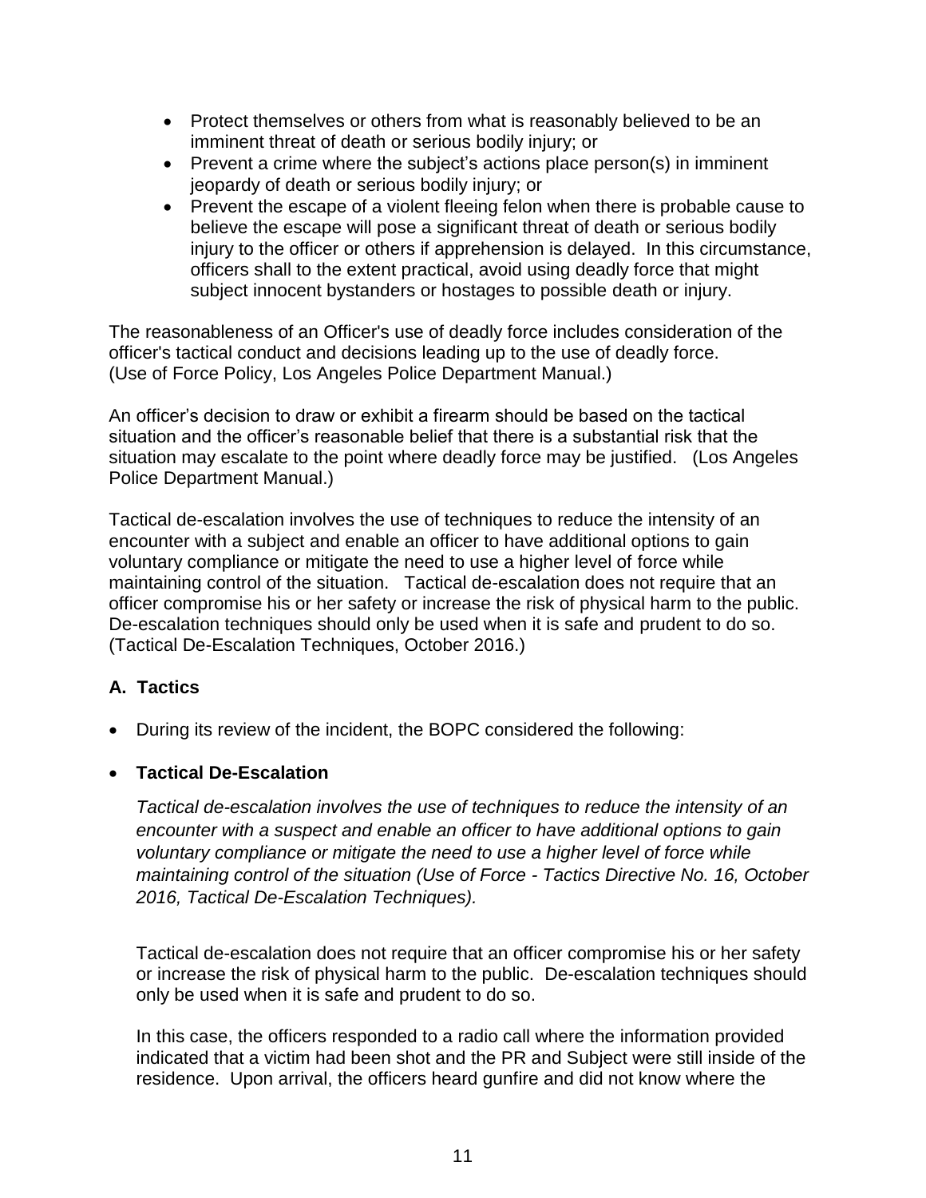- Protect themselves or others from what is reasonably believed to be an imminent threat of death or serious bodily injury; or
- Prevent a crime where the subject's actions place person(s) in imminent jeopardy of death or serious bodily injury; or
- Prevent the escape of a violent fleeing felon when there is probable cause to believe the escape will pose a significant threat of death or serious bodily injury to the officer or others if apprehension is delayed. In this circumstance, officers shall to the extent practical, avoid using deadly force that might subject innocent bystanders or hostages to possible death or injury.

The reasonableness of an Officer's use of deadly force includes consideration of the officer's tactical conduct and decisions leading up to the use of deadly force. (Use of Force Policy, Los Angeles Police Department Manual.)

An officer's decision to draw or exhibit a firearm should be based on the tactical situation and the officer's reasonable belief that there is a substantial risk that the situation may escalate to the point where deadly force may be justified. (Los Angeles Police Department Manual.)

Tactical de-escalation involves the use of techniques to reduce the intensity of an encounter with a subject and enable an officer to have additional options to gain voluntary compliance or mitigate the need to use a higher level of force while maintaining control of the situation. Tactical de-escalation does not require that an officer compromise his or her safety or increase the risk of physical harm to the public. De-escalation techniques should only be used when it is safe and prudent to do so. (Tactical De-Escalation Techniques, October 2016.)

## A. Tactics

- During its review of the incident, the BOPC considered the following:

- **Tactical De-Escalation**

  *Tactical de-escalation involves the use of techniques to reduce the intensity of an encounter with a suspect and enable an officer to have additional options to gain voluntary compliance or mitigate the need to use a higher level of force while maintaining control of the situation (Use of Force - Tactics Directive No. 16, October 2016, Tactical De-Escalation Techniques).*

  Tactical de-escalation does not require that an officer compromise his or her safety or increase the risk of physical harm to the public. De-escalation techniques should only be used when it is safe and prudent to do so.

  In this case, the officers responded to a radio call where the information provided indicated that a victim had been shot and the PR and Subject were still inside of the residence. Upon arrival, the officers heard gunfire and did not know where the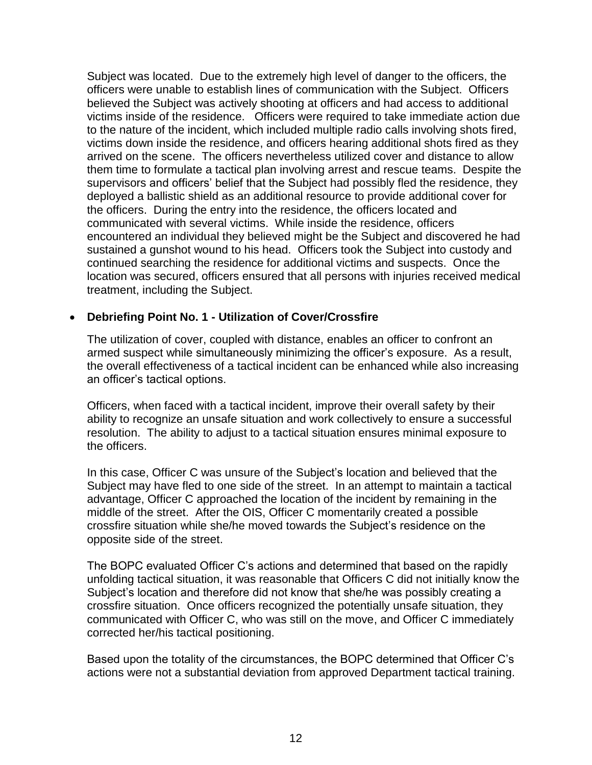Subject was located. Due to the extremely high level of danger to the officers, the officers were unable to establish lines of communication with the Subject. Officers believed the Subject was actively shooting at officers and had access to additional victims inside of the residence. Officers were required to take immediate action due to the nature of the incident, which included multiple radio calls involving shots fired, victims down inside the residence, and officers hearing additional shots fired as they arrived on the scene. The officers nevertheless utilized cover and distance to allow them time to formulate a tactical plan involving arrest and rescue teams. Despite the supervisors and officers' belief that the Subject had possibly fled the residence, they deployed a ballistic shield as an additional resource to provide additional cover for the officers. During the entry into the residence, the officers located and communicated with several victims. While inside the residence, officers encountered an individual they believed might be the Subject and discovered he had sustained a gunshot wound to his head. Officers took the Subject into custody and continued searching the residence for additional victims and suspects. Once the location was secured, officers ensured that all persons with injuries received medical treatment, including the Subject.

- **Debriefing Point No. 1 - Utilization of Cover/Crossfire**

  The utilization of cover, coupled with distance, enables an officer to confront an armed suspect while simultaneously minimizing the officer's exposure. As a result, the overall effectiveness of a tactical incident can be enhanced while also increasing an officer's tactical options.

  Officers, when faced with a tactical incident, improve their overall safety by their ability to recognize an unsafe situation and work collectively to ensure a successful resolution. The ability to adjust to a tactical situation ensures minimal exposure to the officers.

  In this case, Officer C was unsure of the Subject's location and believed that the Subject may have fled to one side of the street. In an attempt to maintain a tactical advantage, Officer C approached the location of the incident by remaining in the middle of the street. After the OIS, Officer C momentarily created a possible crossfire situation while she/he moved towards the Subject's residence on the opposite side of the street.

  The BOPC evaluated Officer C's actions and determined that based on the rapidly unfolding tactical situation, it was reasonable that Officers C did not initially know the Subject's location and therefore did not know that she/he was possibly creating a crossfire situation. Once officers recognized the potentially unsafe situation, they communicated with Officer C, who was still on the move, and Officer C immediately corrected her/his tactical positioning.

  Based upon the totality of the circumstances, the BOPC determined that Officer C's actions were not a substantial deviation from approved Department tactical training.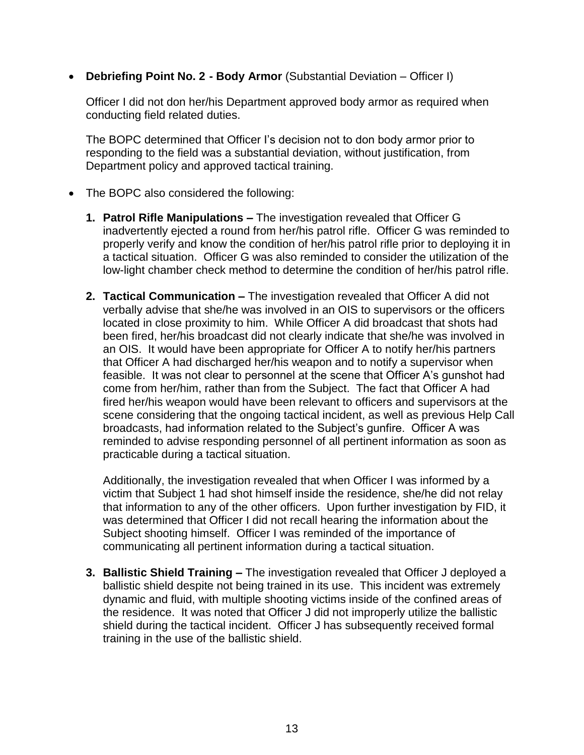- **Debriefing Point No. 2 - Body Armor** (Substantial Deviation – Officer I)

  Officer I did not don her/his Department approved body armor as required when conducting field related duties.

  The BOPC determined that Officer I's decision not to don body armor prior to responding to the field was a substantial deviation, without justification, from Department policy and approved tactical training.

- The BOPC also considered the following:

  1. **Patrol Rifle Manipulations –** The investigation revealed that Officer G inadvertently ejected a round from her/his patrol rifle. Officer G was reminded to properly verify and know the condition of her/his patrol rifle prior to deploying it in a tactical situation. Officer G was also reminded to consider the utilization of the low-light chamber check method to determine the condition of her/his patrol rifle.

  2. **Tactical Communication –** The investigation revealed that Officer A did not verbally advise that she/he was involved in an OIS to supervisors or the officers located in close proximity to him. While Officer A did broadcast that shots had been fired, her/his broadcast did not clearly indicate that she/he was involved in an OIS. It would have been appropriate for Officer A to notify her/his partners that Officer A had discharged her/his weapon and to notify a supervisor when feasible. It was not clear to personnel at the scene that Officer A's gunshot had come from her/him, rather than from the Subject. The fact that Officer A had fired her/his weapon would have been relevant to officers and supervisors at the scene considering that the ongoing tactical incident, as well as previous Help Call broadcasts, had information related to the Subject's gunfire. Officer A was reminded to advise responding personnel of all pertinent information as soon as practicable during a tactical situation.

     Additionally, the investigation revealed that when Officer I was informed by a victim that Subject 1 had shot himself inside the residence, she/he did not relay that information to any of the other officers. Upon further investigation by FID, it was determined that Officer I did not recall hearing the information about the Subject shooting himself. Officer I was reminded of the importance of communicating all pertinent information during a tactical situation.

  3. **Ballistic Shield Training –** The investigation revealed that Officer J deployed a ballistic shield despite not being trained in its use. This incident was extremely dynamic and fluid, with multiple shooting victims inside of the confined areas of the residence. It was noted that Officer J did not improperly utilize the ballistic shield during the tactical incident. Officer J has subsequently received formal training in the use of the ballistic shield.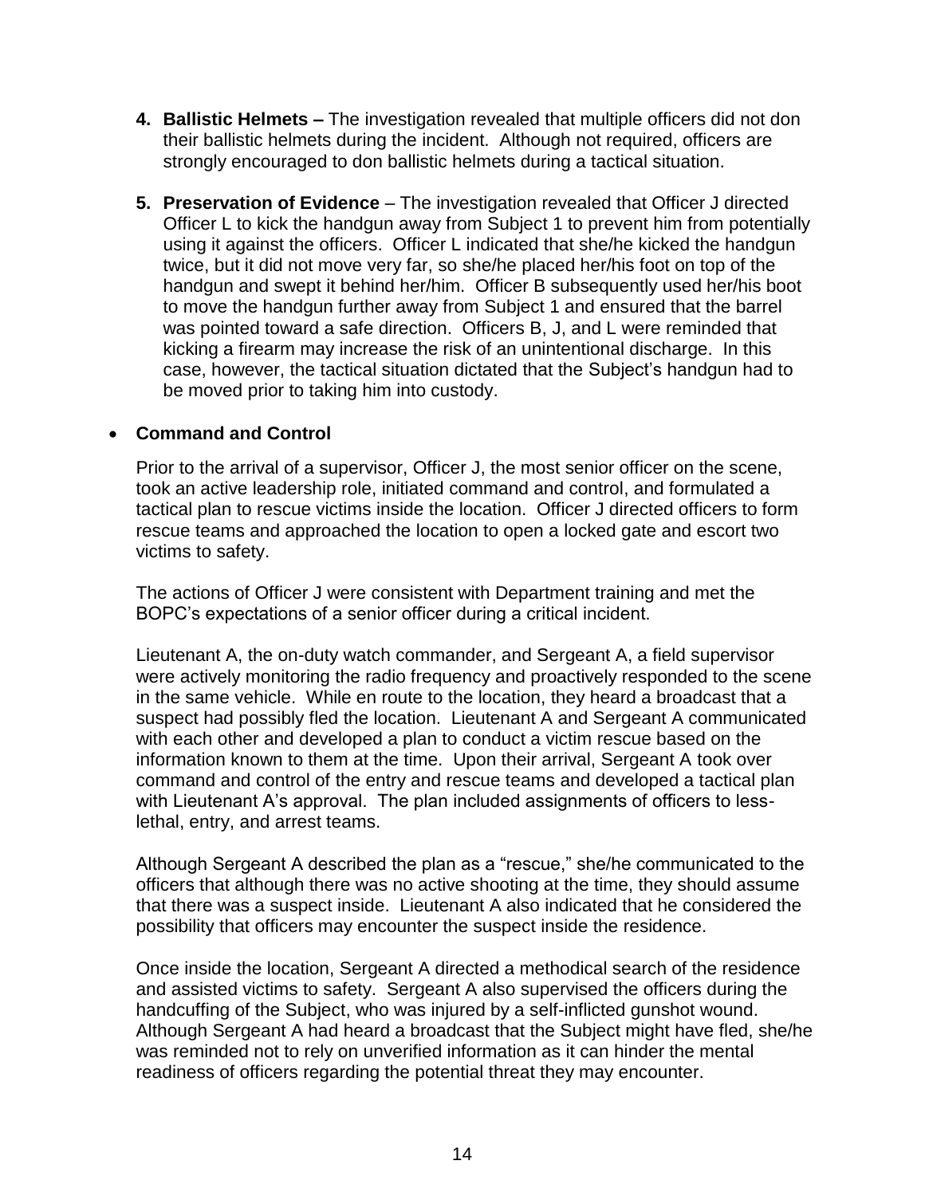4. **Ballistic Helmets –** The investigation revealed that multiple officers did not don their ballistic helmets during the incident. Although not required, officers are strongly encouraged to don ballistic helmets during a tactical situation.

5. **Preservation of Evidence** – The investigation revealed that Officer J directed Officer L to kick the handgun away from Subject 1 to prevent him from potentially using it against the officers. Officer L indicated that she/he kicked the handgun twice, but it did not move very far, so she/he placed her/his foot on top of the handgun and swept it behind her/him. Officer B subsequently used her/his boot to move the handgun further away from Subject 1 and ensured that the barrel was pointed toward a safe direction. Officers B, J, and L were reminded that kicking a firearm may increase the risk of an unintentional discharge. In this case, however, the tactical situation dictated that the Subject's handgun had to be moved prior to taking him into custody.

- **Command and Control**

  Prior to the arrival of a supervisor, Officer J, the most senior officer on the scene, took an active leadership role, initiated command and control, and formulated a tactical plan to rescue victims inside the location. Officer J directed officers to form rescue teams and approached the location to open a locked gate and escort two victims to safety.

  The actions of Officer J were consistent with Department training and met the BOPC's expectations of a senior officer during a critical incident.

  Lieutenant A, the on-duty watch commander, and Sergeant A, a field supervisor were actively monitoring the radio frequency and proactively responded to the scene in the same vehicle. While en route to the location, they heard a broadcast that a suspect had possibly fled the location. Lieutenant A and Sergeant A communicated with each other and developed a plan to conduct a victim rescue based on the information known to them at the time. Upon their arrival, Sergeant A took over command and control of the entry and rescue teams and developed a tactical plan with Lieutenant A's approval. The plan included assignments of officers to less-lethal, entry, and arrest teams.

  Although Sergeant A described the plan as a "rescue," she/he communicated to the officers that although there was no active shooting at the time, they should assume that there was a suspect inside. Lieutenant A also indicated that he considered the possibility that officers may encounter the suspect inside the residence.

  Once inside the location, Sergeant A directed a methodical search of the residence and assisted victims to safety. Sergeant A also supervised the officers during the handcuffing of the Subject, who was injured by a self-inflicted gunshot wound. Although Sergeant A had heard a broadcast that the Subject might have fled, she/he was reminded not to rely on unverified information as it can hinder the mental readiness of officers regarding the potential threat they may encounter.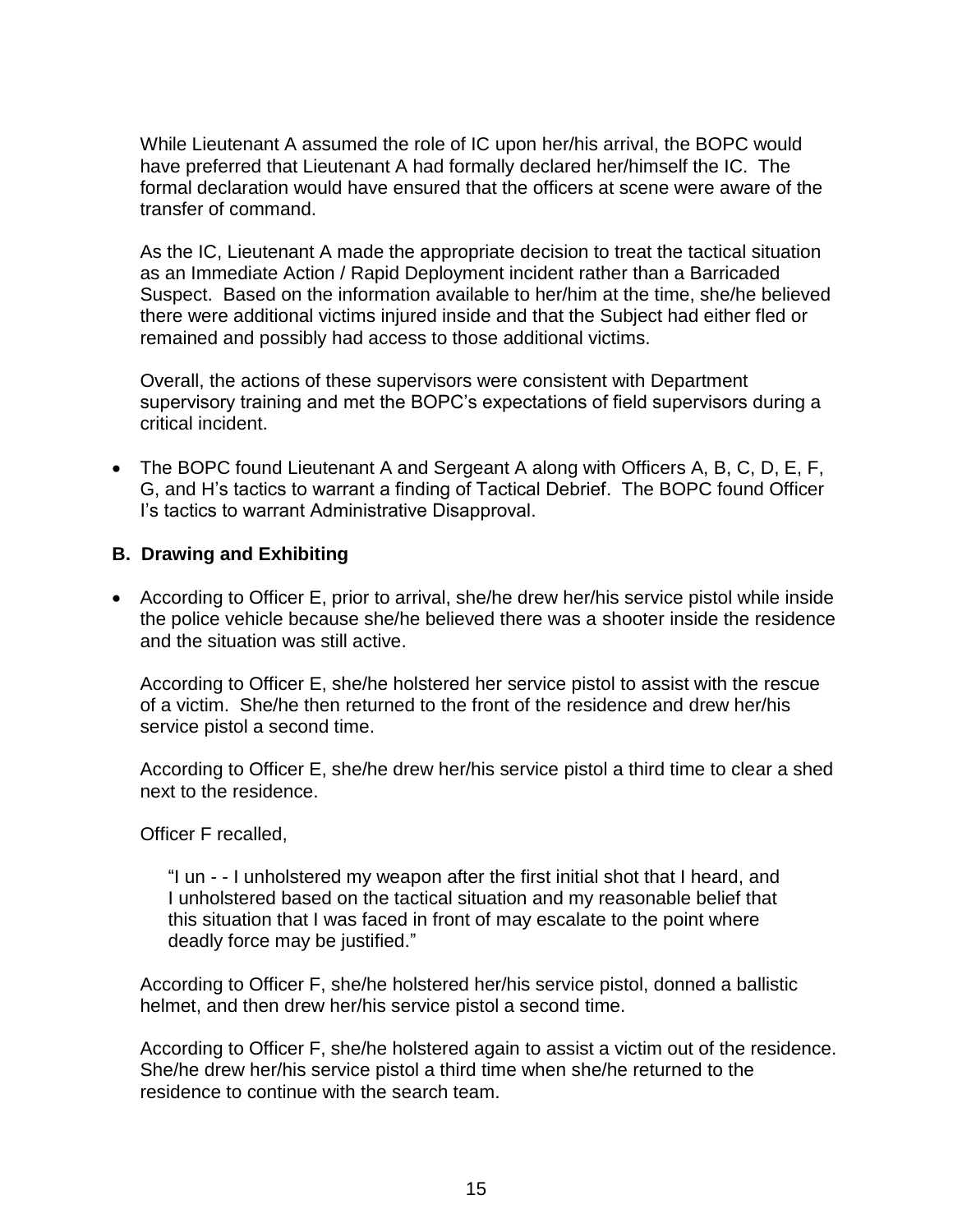While Lieutenant A assumed the role of IC upon her/his arrival, the BOPC would have preferred that Lieutenant A had formally declared her/himself the IC. The formal declaration would have ensured that the officers at scene were aware of the transfer of command.

As the IC, Lieutenant A made the appropriate decision to treat the tactical situation as an Immediate Action / Rapid Deployment incident rather than a Barricaded Suspect. Based on the information available to her/him at the time, she/he believed there were additional victims injured inside and that the Subject had either fled or remained and possibly had access to those additional victims.

Overall, the actions of these supervisors were consistent with Department supervisory training and met the BOPC's expectations of field supervisors during a critical incident.

- The BOPC found Lieutenant A and Sergeant A along with Officers A, B, C, D, E, F, G, and H's tactics to warrant a finding of Tactical Debrief. The BOPC found Officer I's tactics to warrant Administrative Disapproval.

### B. Drawing and Exhibiting

- According to Officer E, prior to arrival, she/he drew her/his service pistol while inside the police vehicle because she/he believed there was a shooter inside the residence and the situation was still active.

  According to Officer E, she/he holstered her service pistol to assist with the rescue of a victim. She/he then returned to the front of the residence and drew her/his service pistol a second time.

  According to Officer E, she/he drew her/his service pistol a third time to clear a shed next to the residence.

  Officer F recalled,

  > "I un - - I unholstered my weapon after the first initial shot that I heard, and I unholstered based on the tactical situation and my reasonable belief that this situation that I was faced in front of may escalate to the point where deadly force may be justified."

  According to Officer F, she/he holstered her/his service pistol, donned a ballistic helmet, and then drew her/his service pistol a second time.

  According to Officer F, she/he holstered again to assist a victim out of the residence. She/he drew her/his service pistol a third time when she/he returned to the residence to continue with the search team.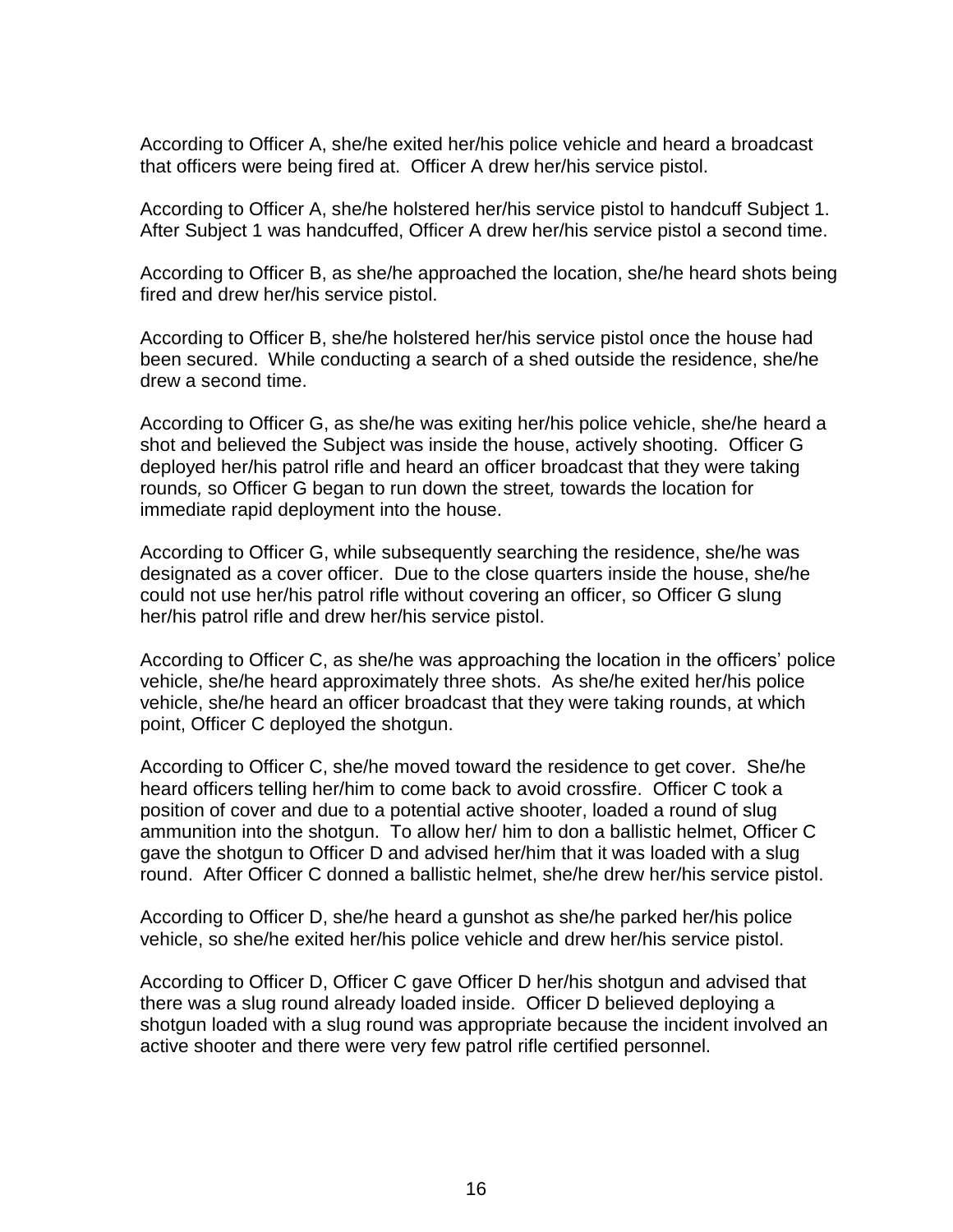According to Officer A, she/he exited her/his police vehicle and heard a broadcast that officers were being fired at. Officer A drew her/his service pistol.

According to Officer A, she/he holstered her/his service pistol to handcuff Subject 1. After Subject 1 was handcuffed, Officer A drew her/his service pistol a second time.

According to Officer B, as she/he approached the location, she/he heard shots being fired and drew her/his service pistol.

According to Officer B, she/he holstered her/his service pistol once the house had been secured. While conducting a search of a shed outside the residence, she/he drew a second time.

According to Officer G, as she/he was exiting her/his police vehicle, she/he heard a shot and believed the Subject was inside the house, actively shooting. Officer G deployed her/his patrol rifle and heard an officer broadcast that they were taking rounds, so Officer G began to run down the street, towards the location for immediate rapid deployment into the house.

According to Officer G, while subsequently searching the residence, she/he was designated as a cover officer. Due to the close quarters inside the house, she/he could not use her/his patrol rifle without covering an officer, so Officer G slung her/his patrol rifle and drew her/his service pistol.

According to Officer C, as she/he was approaching the location in the officers' police vehicle, she/he heard approximately three shots. As she/he exited her/his police vehicle, she/he heard an officer broadcast that they were taking rounds, at which point, Officer C deployed the shotgun.

According to Officer C, she/he moved toward the residence to get cover. She/he heard officers telling her/him to come back to avoid crossfire. Officer C took a position of cover and due to a potential active shooter, loaded a round of slug ammunition into the shotgun. To allow her/ him to don a ballistic helmet, Officer C gave the shotgun to Officer D and advised her/him that it was loaded with a slug round. After Officer C donned a ballistic helmet, she/he drew her/his service pistol.

According to Officer D, she/he heard a gunshot as she/he parked her/his police vehicle, so she/he exited her/his police vehicle and drew her/his service pistol.

According to Officer D, Officer C gave Officer D her/his shotgun and advised that there was a slug round already loaded inside. Officer D believed deploying a shotgun loaded with a slug round was appropriate because the incident involved an active shooter and there were very few patrol rifle certified personnel.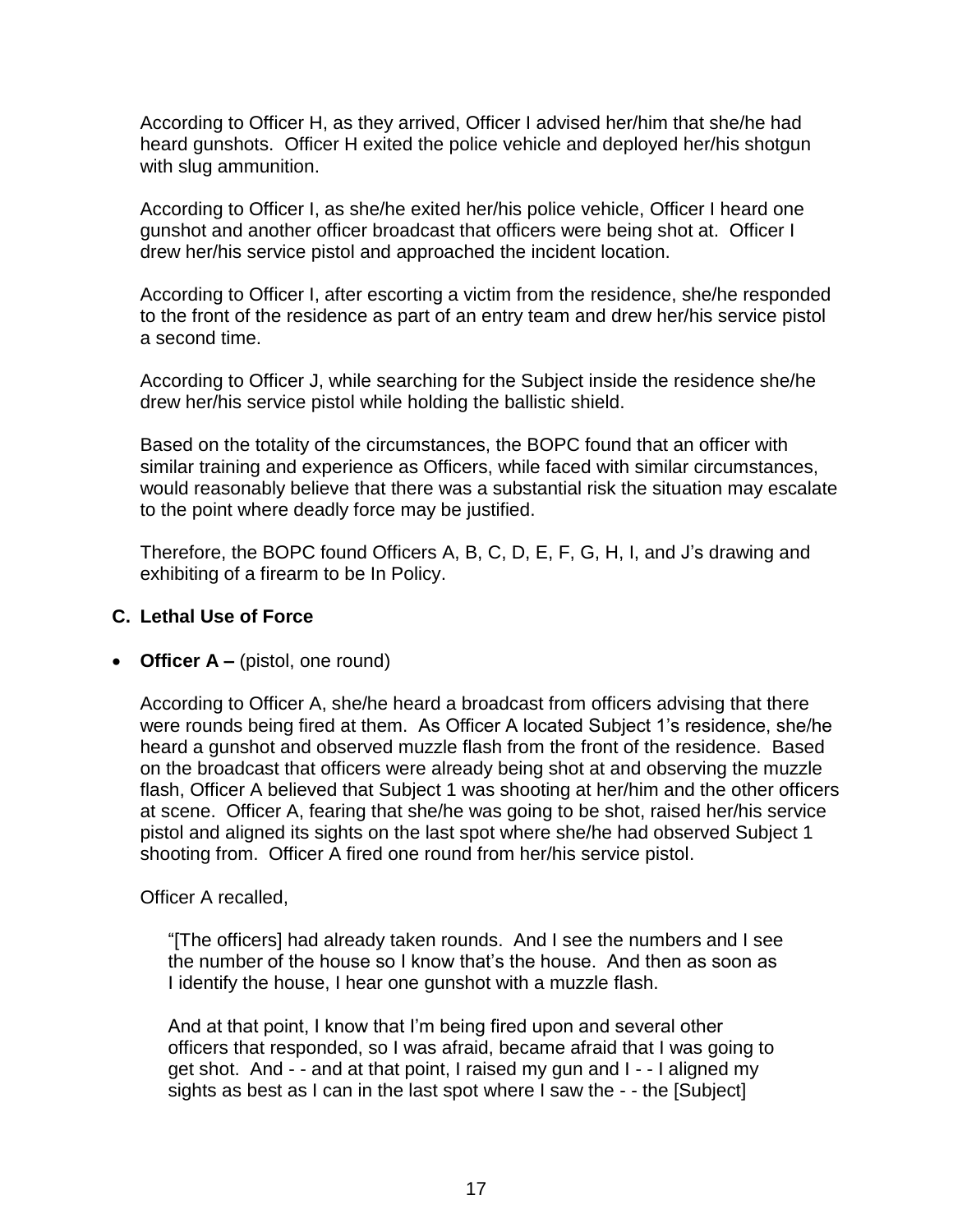According to Officer H, as they arrived, Officer I advised her/him that she/he had heard gunshots. Officer H exited the police vehicle and deployed her/his shotgun with slug ammunition.

According to Officer I, as she/he exited her/his police vehicle, Officer I heard one gunshot and another officer broadcast that officers were being shot at. Officer I drew her/his service pistol and approached the incident location.

According to Officer I, after escorting a victim from the residence, she/he responded to the front of the residence as part of an entry team and drew her/his service pistol a second time.

According to Officer J, while searching for the Subject inside the residence she/he drew her/his service pistol while holding the ballistic shield.

Based on the totality of the circumstances, the BOPC found that an officer with similar training and experience as Officers, while faced with similar circumstances, would reasonably believe that there was a substantial risk the situation may escalate to the point where deadly force may be justified.

Therefore, the BOPC found Officers A, B, C, D, E, F, G, H, I, and J's drawing and exhibiting of a firearm to be In Policy.

### C. Lethal Use of Force

- **Officer A –** (pistol, one round)

  According to Officer A, she/he heard a broadcast from officers advising that there were rounds being fired at them. As Officer A located Subject 1's residence, she/he heard a gunshot and observed muzzle flash from the front of the residence. Based on the broadcast that officers were already being shot at and observing the muzzle flash, Officer A believed that Subject 1 was shooting at her/him and the other officers at scene. Officer A, fearing that she/he was going to be shot, raised her/his service pistol and aligned its sights on the last spot where she/he had observed Subject 1 shooting from. Officer A fired one round from her/his service pistol.

  Officer A recalled,

  > "[The officers] had already taken rounds. And I see the numbers and I see the number of the house so I know that's the house. And then as soon as I identify the house, I hear one gunshot with a muzzle flash.
  >
  > And at that point, I know that I'm being fired upon and several other officers that responded, so I was afraid, became afraid that I was going to get shot. And - - and at that point, I raised my gun and I - - I aligned my sights as best as I can in the last spot where I saw the - - the [Subject]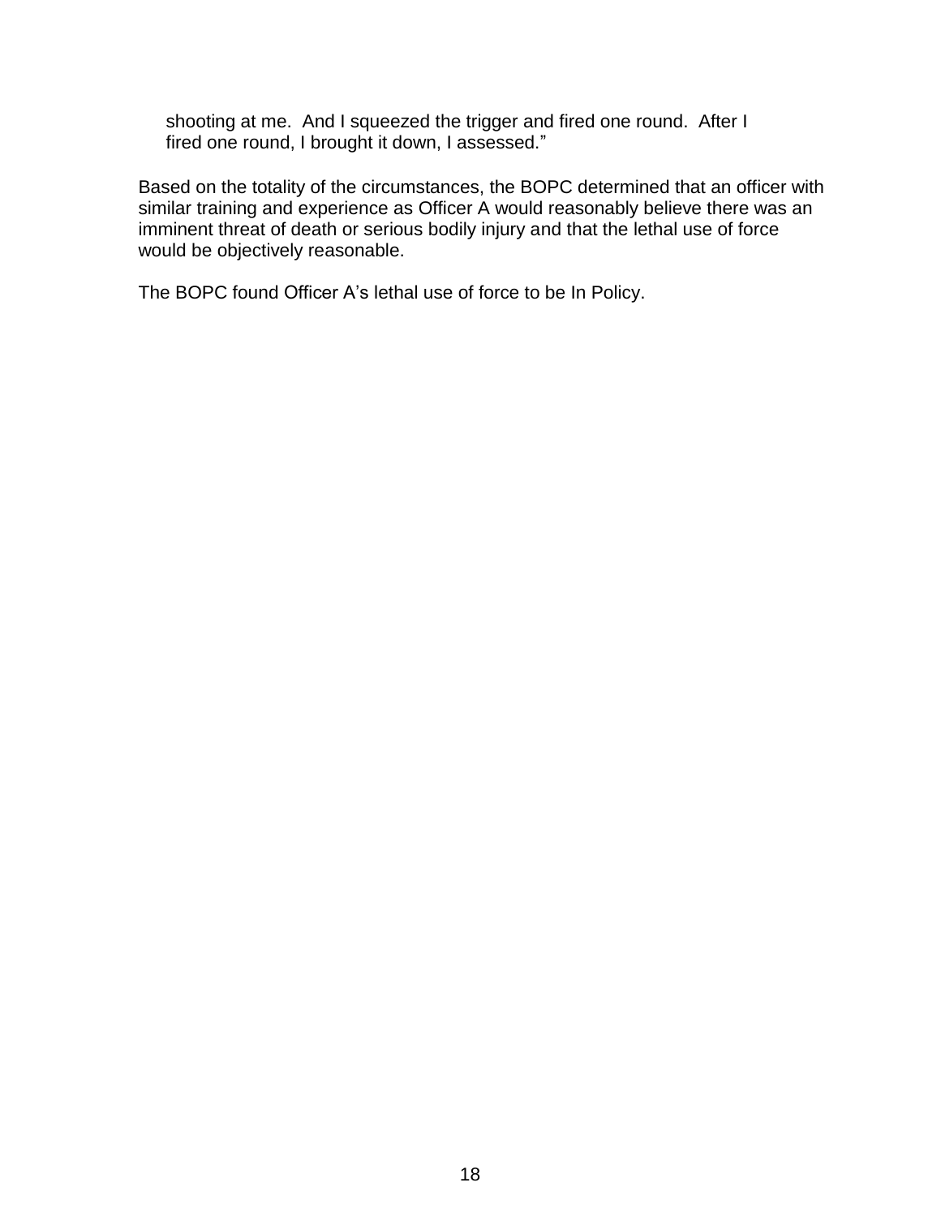> shooting at me. And I squeezed the trigger and fired one round. After I fired one round, I brought it down, I assessed."

Based on the totality of the circumstances, the BOPC determined that an officer with similar training and experience as Officer A would reasonably believe there was an imminent threat of death or serious bodily injury and that the lethal use of force would be objectively reasonable.

The BOPC found Officer A's lethal use of force to be In Policy.